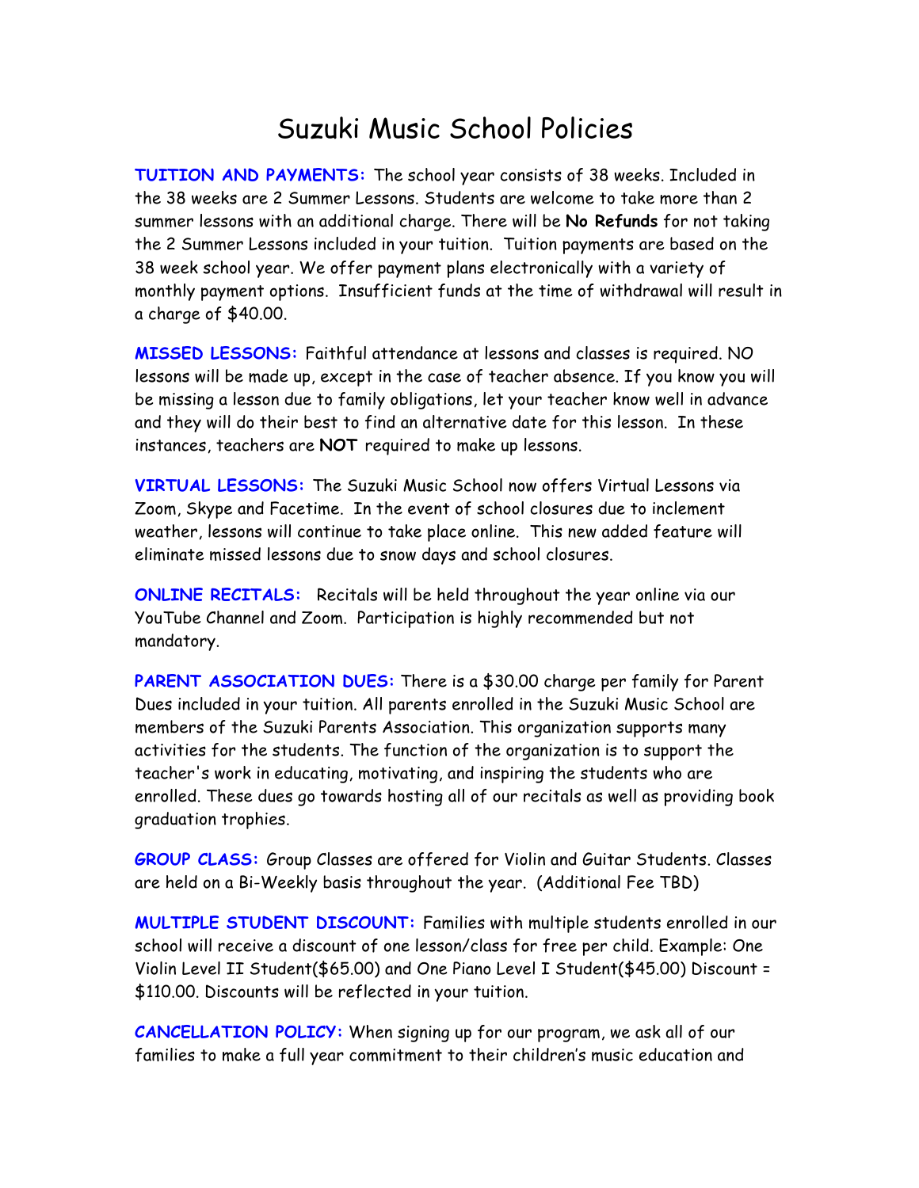# Suzuki Music School Policies

**TUITION AND PAYMENTS:** The school year consists of 38 weeks. Included in the 38 weeks are 2 Summer Lessons. Students are welcome to take more than 2 summer lessons with an additional charge. There will be **No Refunds** for not taking the 2 Summer Lessons included in your tuition. Tuition payments are based on the 38 week school year. We offer payment plans electronically with a variety of monthly payment options. Insufficient funds at the time of withdrawal will result in a charge of $40.00.

**MISSED LESSONS:** Faithful attendance at lessons and classes is required. NO lessons will be made up, except in the case of teacher absence. If you know you will be missing a lesson due to family obligations, let your teacher know well in advance and they will do their best to find an alternative date for this lesson. In these instances, teachers are **NOT** required to make up lessons.

**VIRTUAL LESSONS:** The Suzuki Music School now offers Virtual Lessons via Zoom, Skype and Facetime. In the event of school closures due to inclement weather, lessons will continue to take place online. This new added feature will eliminate missed lessons due to snow days and school closures.

**ONLINE RECITALS:** Recitals will be held throughout the year online via our YouTube Channel and Zoom. Participation is highly recommended but not mandatory.

**PARENT ASSOCIATION DUES:** There is a $30.00 charge per family for Parent Dues included in your tuition. All parents enrolled in the Suzuki Music School are members of the Suzuki Parents Association. This organization supports many activities for the students. The function of the organization is to support the teacher's work in educating, motivating, and inspiring the students who are enrolled. These dues go towards hosting all of our recitals as well as providing book graduation trophies.

**GROUP CLASS:** Group Classes are offered for Violin and Guitar Students. Classes are held on a Bi-Weekly basis throughout the year. (Additional Fee TBD)

**MULTIPLE STUDENT DISCOUNT:** Families with multiple students enrolled in our school will receive a discount of one lesson/class for free per child. Example: One Violin Level II Student($65.00) and One Piano Level I Student($45.00) Discount = $110.00. Discounts will be reflected in your tuition.

**CANCELLATION POLICY:** When signing up for our program, we ask all of our families to make a full year commitment to their children's music education and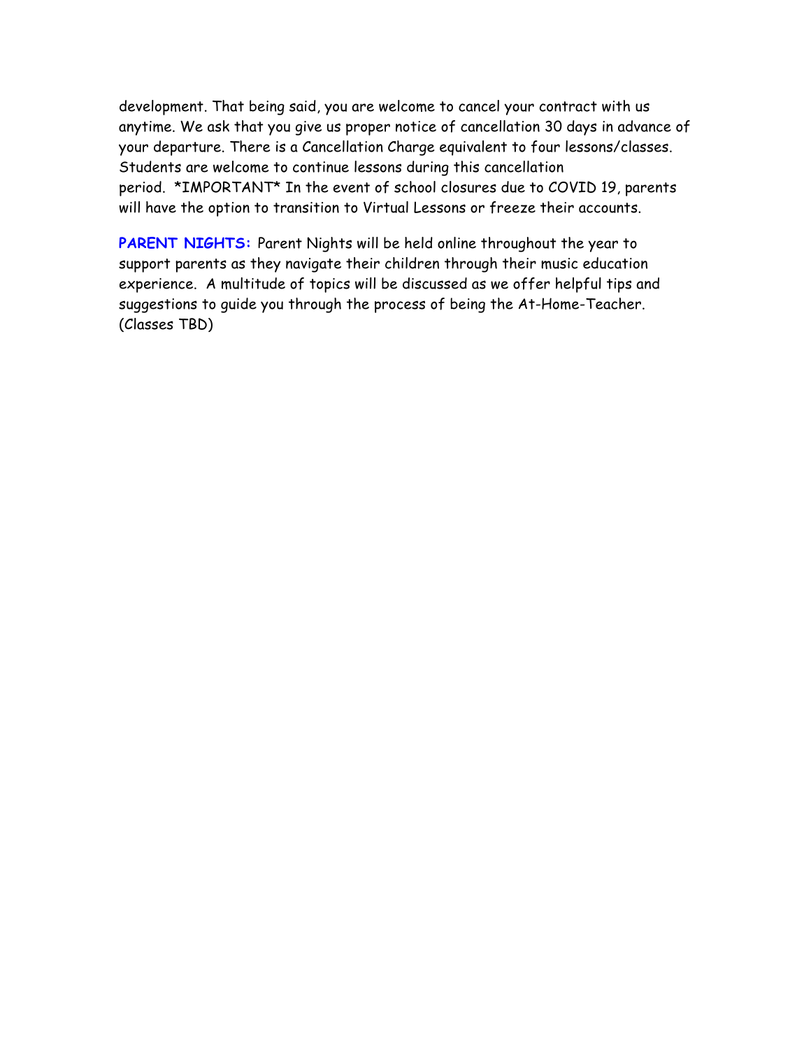development. That being said, you are welcome to cancel your contract with us anytime. We ask that you give us proper notice of cancellation 30 days in advance of your departure. There is a Cancellation Charge equivalent to four lessons/classes. Students are welcome to continue lessons during this cancellation period. *IMPORTANT* In the event of school closures due to COVID 19, parents will have the option to transition to Virtual Lessons or freeze their accounts.

**PARENT NIGHTS:** Parent Nights will be held online throughout the year to support parents as they navigate their children through their music education experience. A multitude of topics will be discussed as we offer helpful tips and suggestions to guide you through the process of being the At-Home-Teacher. (Classes TBD)